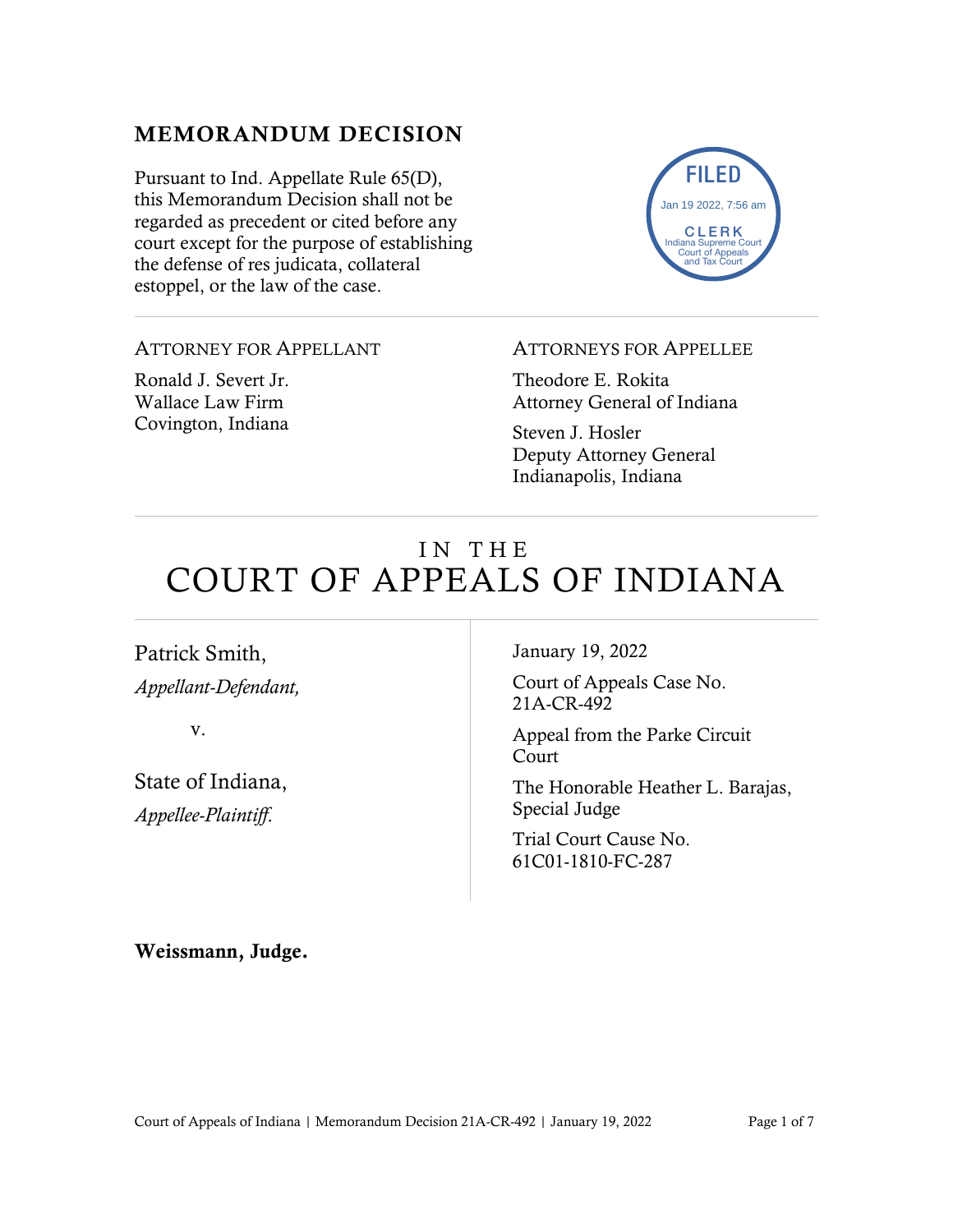## MEMORANDUM DECISION

Pursuant to Ind. Appellate Rule 65(D), this Memorandum Decision shall not be regarded as precedent or cited before any court except for the purpose of establishing the defense of res judicata, collateral estoppel, or the law of the case.

FILED
Jan 19 2022, 7:56 am
CLERK
Indiana Supreme Court
Court of Appeals
and Tax Court

---

ATTORNEY FOR APPELLANT

Ronald J. Severt Jr.
Wallace Law Firm
Covington, Indiana

ATTORNEYS FOR APPELLEE

Theodore E. Rokita
Attorney General of Indiana

Steven J. Hosler
Deputy Attorney General
Indianapolis, Indiana

---

# IN THE COURT OF APPEALS OF INDIANA

Patrick Smith,
*Appellant-Defendant,*

v.

State of Indiana,
*Appellee-Plaintiff.*

January 19, 2022

Court of Appeals Case No. 21A-CR-492

Appeal from the Parke Circuit Court

The Honorable Heather L. Barajas, Special Judge

Trial Court Cause No. 61C01-1810-FC-287

**Weissmann, Judge.**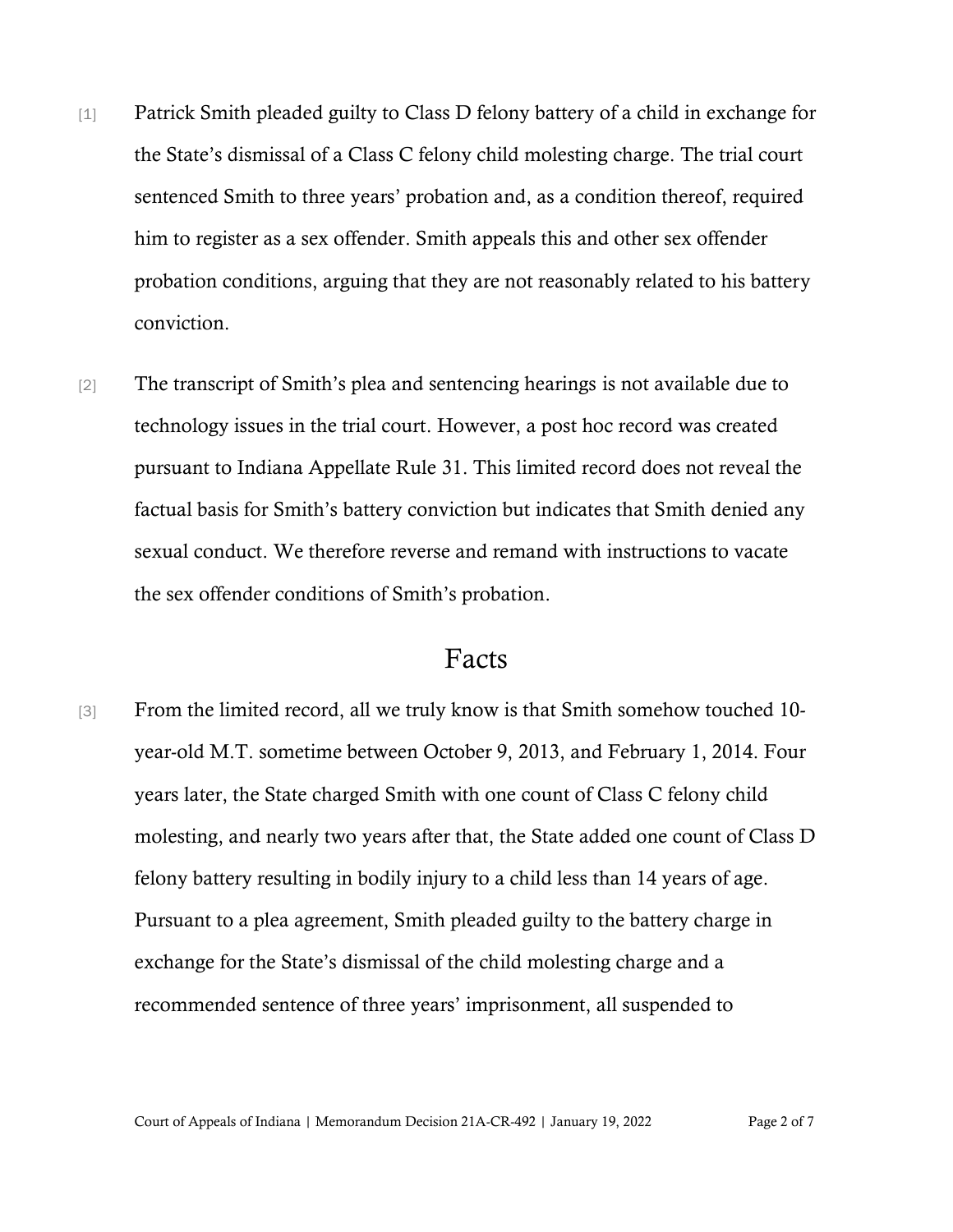[1] Patrick Smith pleaded guilty to Class D felony battery of a child in exchange for the State's dismissal of a Class C felony child molesting charge. The trial court sentenced Smith to three years' probation and, as a condition thereof, required him to register as a sex offender. Smith appeals this and other sex offender probation conditions, arguing that they are not reasonably related to his battery conviction.

[2] The transcript of Smith's plea and sentencing hearings is not available due to technology issues in the trial court. However, a post hoc record was created pursuant to Indiana Appellate Rule 31. This limited record does not reveal the factual basis for Smith's battery conviction but indicates that Smith denied any sexual conduct. We therefore reverse and remand with instructions to vacate the sex offender conditions of Smith's probation.

# Facts

[3] From the limited record, all we truly know is that Smith somehow touched 10-year-old M.T. sometime between October 9, 2013, and February 1, 2014. Four years later, the State charged Smith with one count of Class C felony child molesting, and nearly two years after that, the State added one count of Class D felony battery resulting in bodily injury to a child less than 14 years of age. Pursuant to a plea agreement, Smith pleaded guilty to the battery charge in exchange for the State's dismissal of the child molesting charge and a recommended sentence of three years' imprisonment, all suspended to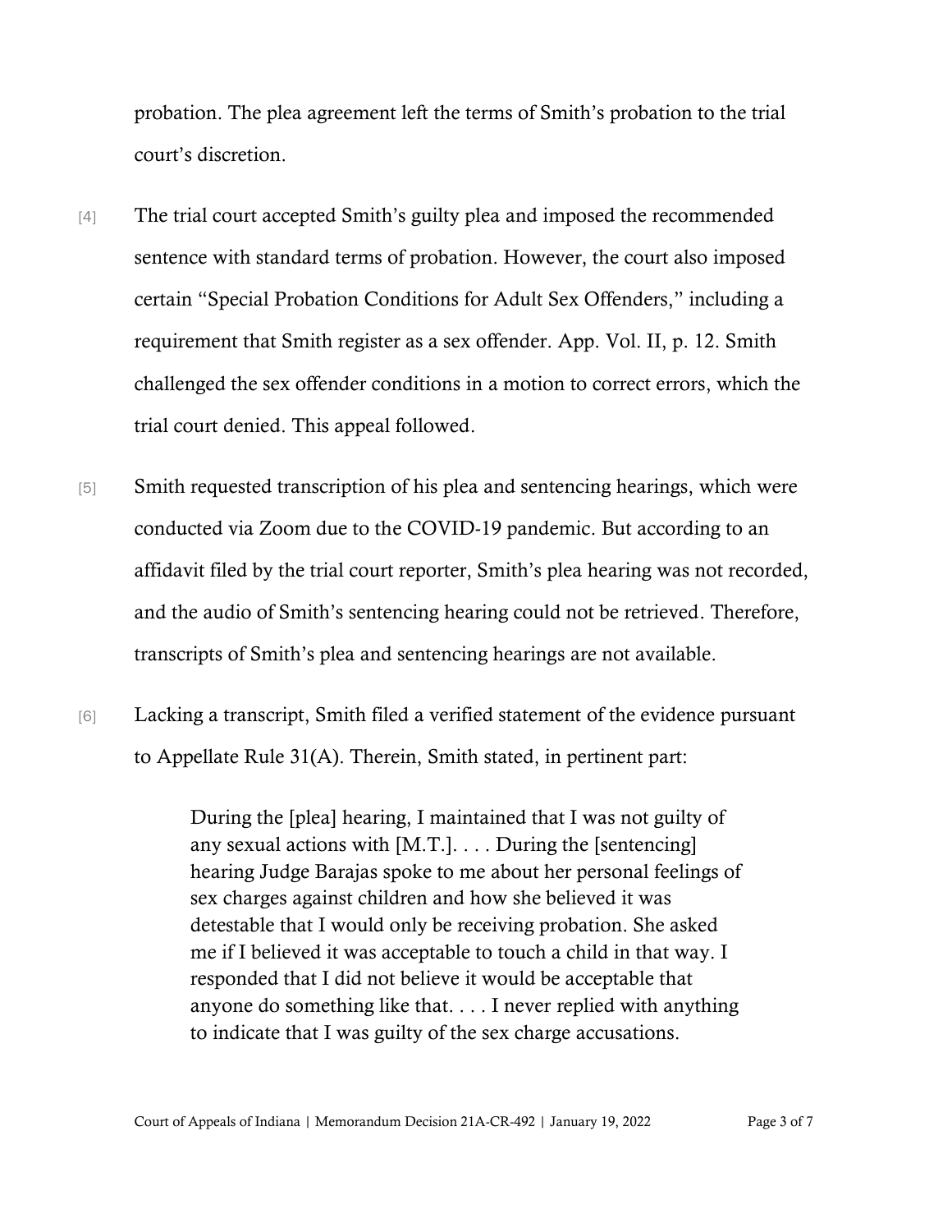probation. The plea agreement left the terms of Smith's probation to the trial court's discretion.

[4] The trial court accepted Smith's guilty plea and imposed the recommended sentence with standard terms of probation. However, the court also imposed certain "Special Probation Conditions for Adult Sex Offenders," including a requirement that Smith register as a sex offender. App. Vol. II, p. 12. Smith challenged the sex offender conditions in a motion to correct errors, which the trial court denied. This appeal followed.

[5] Smith requested transcription of his plea and sentencing hearings, which were conducted via Zoom due to the COVID-19 pandemic. But according to an affidavit filed by the trial court reporter, Smith's plea hearing was not recorded, and the audio of Smith's sentencing hearing could not be retrieved. Therefore, transcripts of Smith's plea and sentencing hearings are not available.

[6] Lacking a transcript, Smith filed a verified statement of the evidence pursuant to Appellate Rule 31(A). Therein, Smith stated, in pertinent part:

> During the [plea] hearing, I maintained that I was not guilty of any sexual actions with [M.T.]. . . . During the [sentencing] hearing Judge Barajas spoke to me about her personal feelings of sex charges against children and how she believed it was detestable that I would only be receiving probation. She asked me if I believed it was acceptable to touch a child in that way. I responded that I did not believe it would be acceptable that anyone do something like that. . . . I never replied with anything to indicate that I was guilty of the sex charge accusations.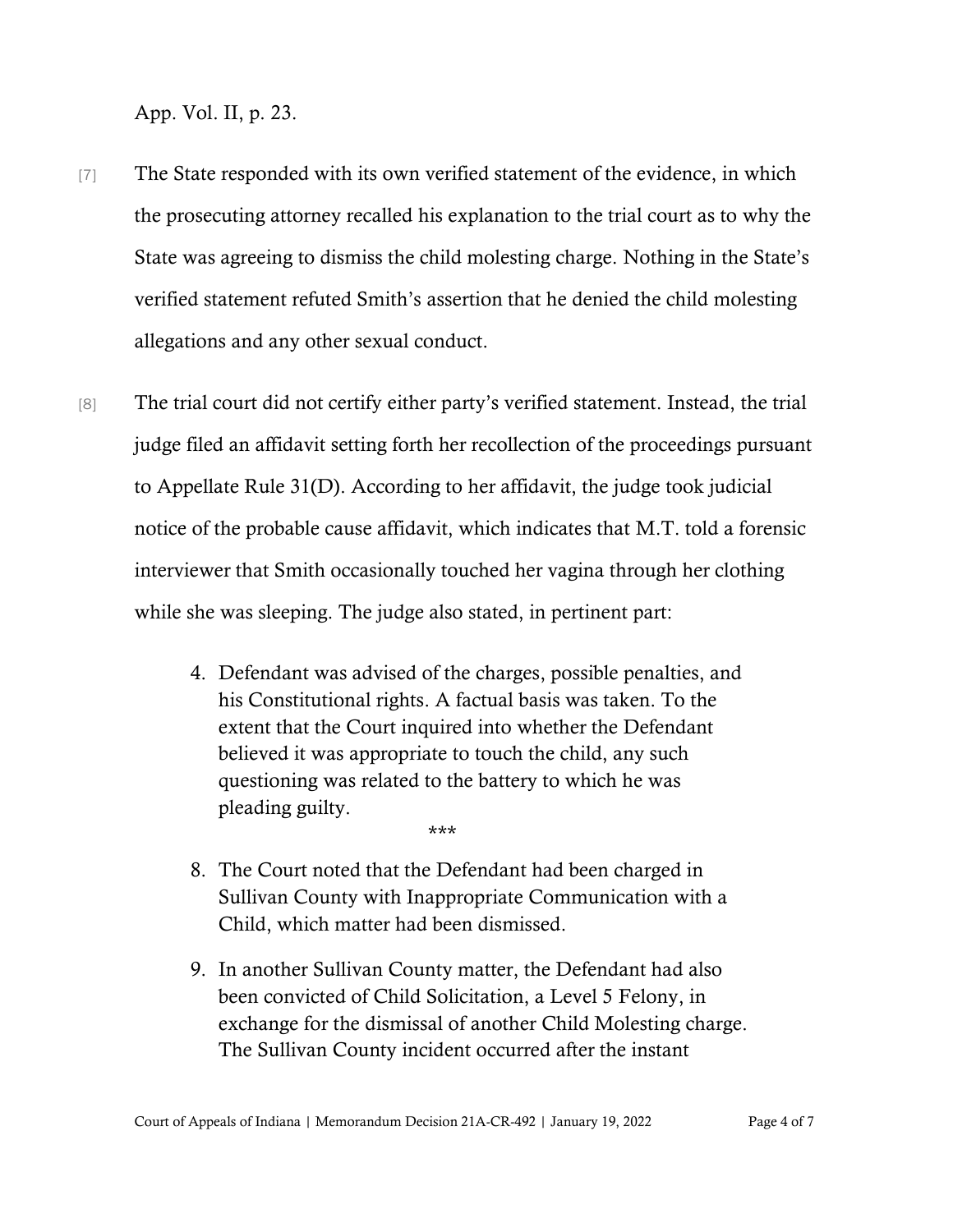App. Vol. II, p. 23.

[7] The State responded with its own verified statement of the evidence, in which the prosecuting attorney recalled his explanation to the trial court as to why the State was agreeing to dismiss the child molesting charge. Nothing in the State's verified statement refuted Smith's assertion that he denied the child molesting allegations and any other sexual conduct.

[8] The trial court did not certify either party's verified statement. Instead, the trial judge filed an affidavit setting forth her recollection of the proceedings pursuant to Appellate Rule 31(D). According to her affidavit, the judge took judicial notice of the probable cause affidavit, which indicates that M.T. told a forensic interviewer that Smith occasionally touched her vagina through her clothing while she was sleeping. The judge also stated, in pertinent part:

> 4. Defendant was advised of the charges, possible penalties, and his Constitutional rights. A factual basis was taken. To the extent that the Court inquired into whether the Defendant believed it was appropriate to touch the child, any such questioning was related to the battery to which he was pleading guilty.
>
> ***
>
> 8. The Court noted that the Defendant had been charged in Sullivan County with Inappropriate Communication with a Child, which matter had been dismissed.
>
> 9. In another Sullivan County matter, the Defendant had also been convicted of Child Solicitation, a Level 5 Felony, in exchange for the dismissal of another Child Molesting charge. The Sullivan County incident occurred after the instant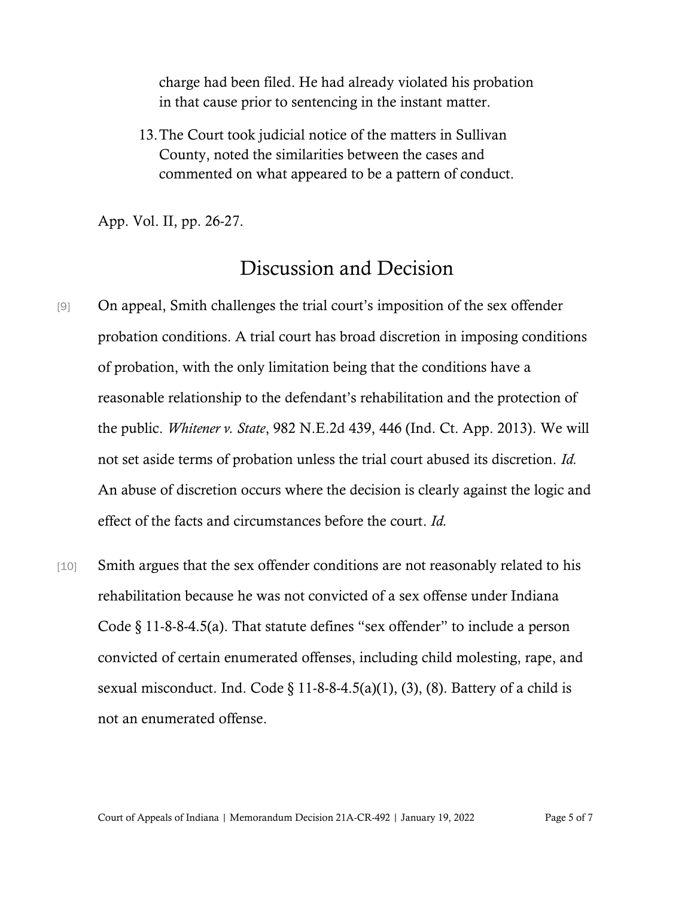charge had been filed. He had already violated his probation in that cause prior to sentencing in the instant matter.

13. The Court took judicial notice of the matters in Sullivan County, noted the similarities between the cases and commented on what appeared to be a pattern of conduct.

App. Vol. II, pp. 26-27.

# Discussion and Decision

[9] On appeal, Smith challenges the trial court's imposition of the sex offender probation conditions. A trial court has broad discretion in imposing conditions of probation, with the only limitation being that the conditions have a reasonable relationship to the defendant's rehabilitation and the protection of the public. *Whitener v. State*, 982 N.E.2d 439, 446 (Ind. Ct. App. 2013). We will not set aside terms of probation unless the trial court abused its discretion. *Id.* An abuse of discretion occurs where the decision is clearly against the logic and effect of the facts and circumstances before the court. *Id.*

[10] Smith argues that the sex offender conditions are not reasonably related to his rehabilitation because he was not convicted of a sex offense under Indiana Code § 11-8-8-4.5(a). That statute defines "sex offender" to include a person convicted of certain enumerated offenses, including child molesting, rape, and sexual misconduct. Ind. Code § 11-8-8-4.5(a)(1), (3), (8). Battery of a child is not an enumerated offense.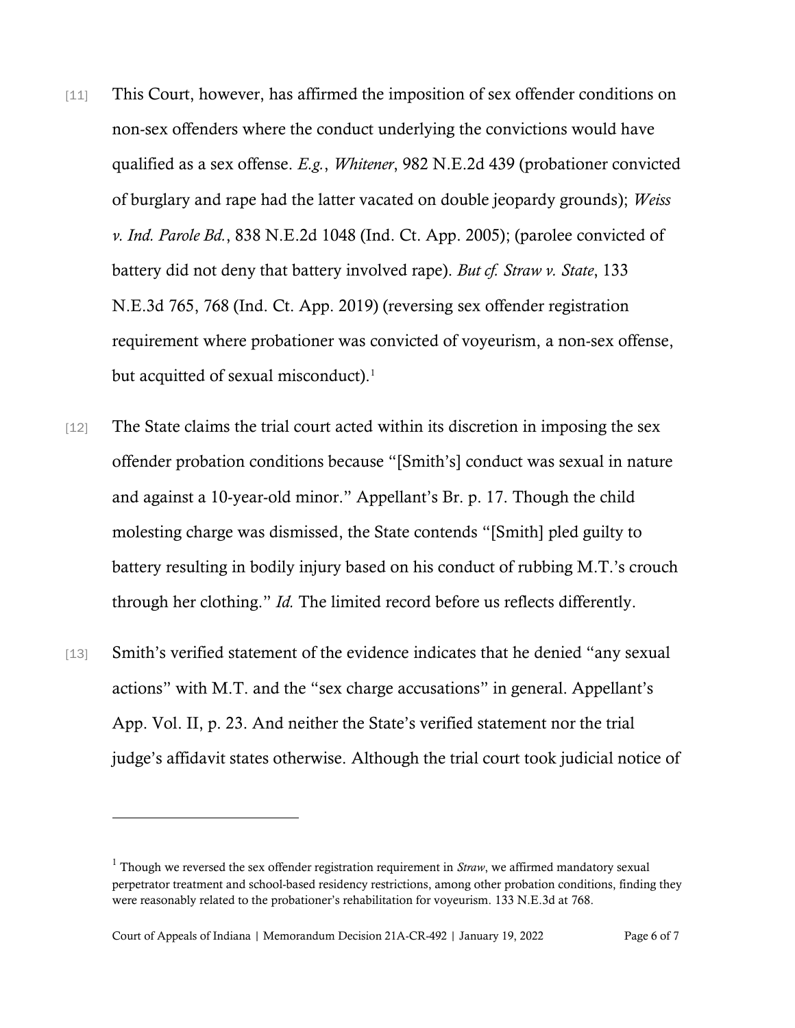[11] This Court, however, has affirmed the imposition of sex offender conditions on non-sex offenders where the conduct underlying the convictions would have qualified as a sex offense. *E.g.*, *Whitener*, 982 N.E.2d 439 (probationer convicted of burglary and rape had the latter vacated on double jeopardy grounds); *Weiss v. Ind. Parole Bd.*, 838 N.E.2d 1048 (Ind. Ct. App. 2005); (parolee convicted of battery did not deny that battery involved rape). *But cf. Straw v. State*, 133 N.E.3d 765, 768 (Ind. Ct. App. 2019) (reversing sex offender registration requirement where probationer was convicted of voyeurism, a non-sex offense, but acquitted of sexual misconduct).[1]

[12] The State claims the trial court acted within its discretion in imposing the sex offender probation conditions because "[Smith's] conduct was sexual in nature and against a 10-year-old minor." Appellant's Br. p. 17. Though the child molesting charge was dismissed, the State contends "[Smith] pled guilty to battery resulting in bodily injury based on his conduct of rubbing M.T.'s crouch through her clothing." *Id.* The limited record before us reflects differently.

[13] Smith's verified statement of the evidence indicates that he denied "any sexual actions" with M.T. and the "sex charge accusations" in general. Appellant's App. Vol. II, p. 23. And neither the State's verified statement nor the trial judge's affidavit states otherwise. Although the trial court took judicial notice of

---

[1] Though we reversed the sex offender registration requirement in *Straw*, we affirmed mandatory sexual perpetrator treatment and school-based residency restrictions, among other probation conditions, finding they were reasonably related to the probationer's rehabilitation for voyeurism. 133 N.E.3d at 768.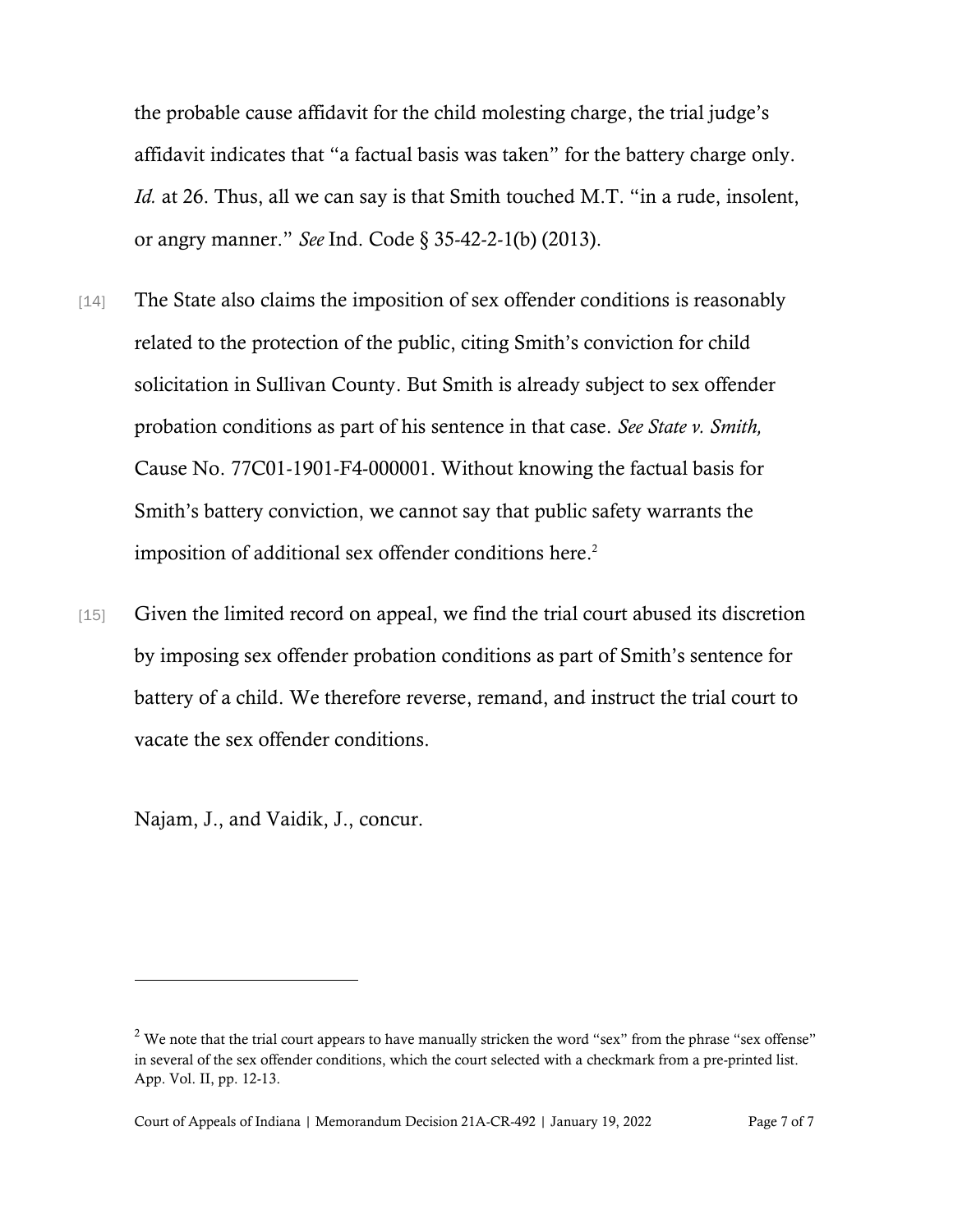the probable cause affidavit for the child molesting charge, the trial judge's affidavit indicates that "a factual basis was taken" for the battery charge only. *Id.* at 26. Thus, all we can say is that Smith touched M.T. "in a rude, insolent, or angry manner." *See* Ind. Code § 35-42-2-1(b) (2013).

[14] The State also claims the imposition of sex offender conditions is reasonably related to the protection of the public, citing Smith's conviction for child solicitation in Sullivan County. But Smith is already subject to sex offender probation conditions as part of his sentence in that case. *See State v. Smith,* Cause No. 77C01-1901-F4-000001. Without knowing the factual basis for Smith's battery conviction, we cannot say that public safety warrants the imposition of additional sex offender conditions here.[2]

[15] Given the limited record on appeal, we find the trial court abused its discretion by imposing sex offender probation conditions as part of Smith's sentence for battery of a child. We therefore reverse, remand, and instruct the trial court to vacate the sex offender conditions.

Najam, J., and Vaidik, J., concur.

---

[2] We note that the trial court appears to have manually stricken the word "sex" from the phrase "sex offense" in several of the sex offender conditions, which the court selected with a checkmark from a pre-printed list. App. Vol. II, pp. 12-13.